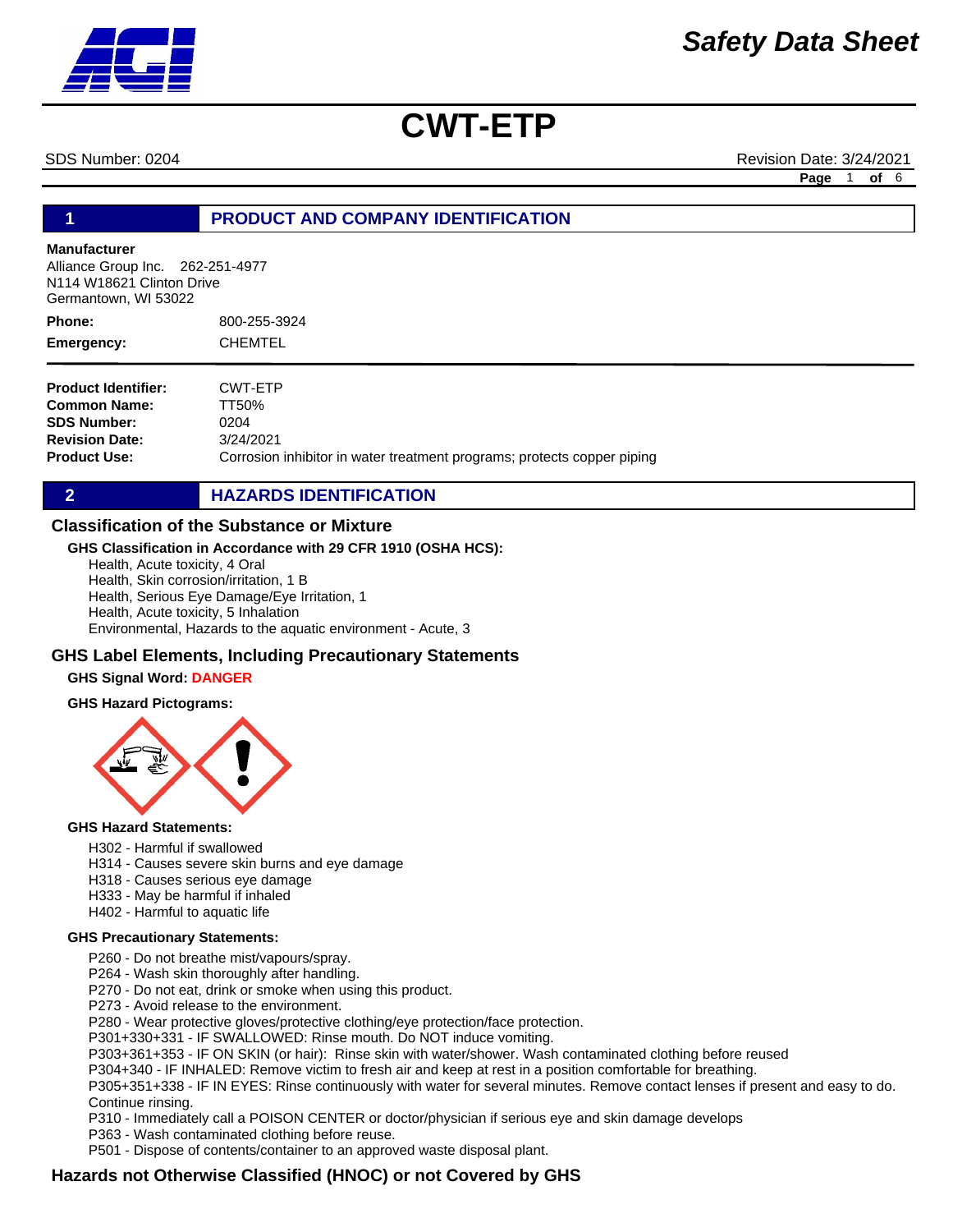# CWT-ETP

SDS Number: 0204 Revision Date: 3/24/2021

## 1 PRODUCT AND COMPANY IDENTIFICATION

**Manufacturer**
Alliance Group Inc. 262-251-4977
N114 W18621 Clinton Drive
Germantown, WI 53022

**Phone:** 800-255-3924
**Emergency:** CHEMTEL

**Product Identifier:** CWT-ETP
**Common Name:** TT50%
**SDS Number:** 0204
**Revision Date:** 3/24/2021
**Product Use:** Corrosion inhibitor in water treatment programs; protects copper piping

## 2 HAZARDS IDENTIFICATION

### Classification of the Substance or Mixture

**GHS Classification in Accordance with 29 CFR 1910 (OSHA HCS):**

Health, Acute toxicity, 4 Oral
Health, Skin corrosion/irritation, 1 B
Health, Serious Eye Damage/Eye Irritation, 1
Health, Acute toxicity, 5 Inhalation
Environmental, Hazards to the aquatic environment - Acute, 3

### GHS Label Elements, Including Precautionary Statements

**GHS Signal Word:** **DANGER**

**GHS Hazard Pictograms:**

**GHS Hazard Statements:**

H302 - Harmful if swallowed
H314 - Causes severe skin burns and eye damage
H318 - Causes serious eye damage
H333 - May be harmful if inhaled
H402 - Harmful to aquatic life

**GHS Precautionary Statements:**

P260 - Do not breathe mist/vapours/spray.
P264 - Wash skin thoroughly after handling.
P270 - Do not eat, drink or smoke when using this product.
P273 - Avoid release to the environment.
P280 - Wear protective gloves/protective clothing/eye protection/face protection.
P301+330+331 - IF SWALLOWED: Rinse mouth. Do NOT induce vomiting.
P303+361+353 - IF ON SKIN (or hair): Rinse skin with water/shower. Wash contaminated clothing before reused
P304+340 - IF INHALED: Remove victim to fresh air and keep at rest in a position comfortable for breathing.
P305+351+338 - IF IN EYES: Rinse continuously with water for several minutes. Remove contact lenses if present and easy to do. Continue rinsing.
P310 - Immediately call a POISON CENTER or doctor/physician if serious eye and skin damage develops
P363 - Wash contaminated clothing before reuse.
P501 - Dispose of contents/container to an approved waste disposal plant.

### Hazards not Otherwise Classified (HNOC) or not Covered by GHS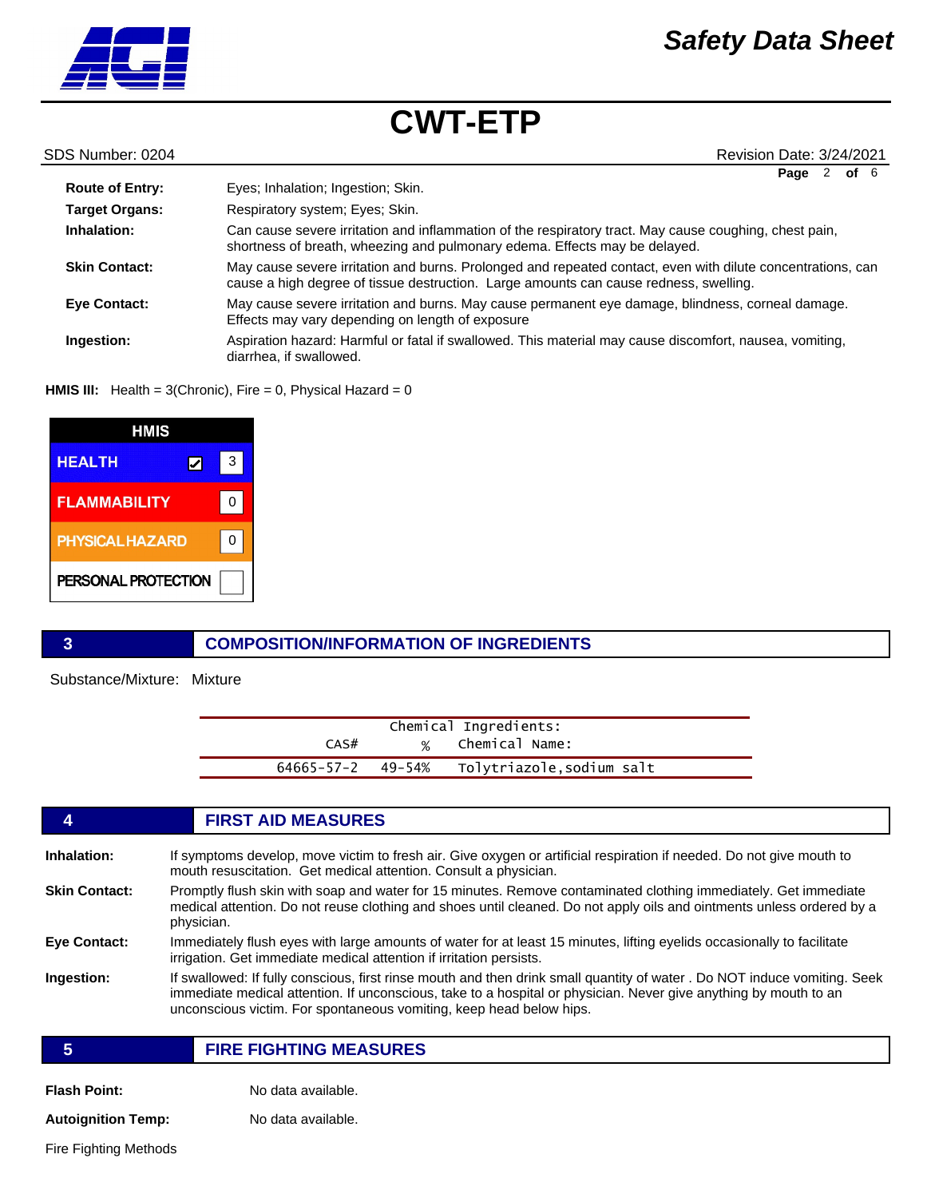**Route of Entry:** Eyes; Inhalation; Ingestion; Skin.

**Target Organs:** Respiratory system; Eyes; Skin.

**Inhalation:** Can cause severe irritation and inflammation of the respiratory tract. May cause coughing, chest pain, shortness of breath, wheezing and pulmonary edema. Effects may be delayed.

**Skin Contact:** May cause severe irritation and burns. Prolonged and repeated contact, even with dilute concentrations, can cause a high degree of tissue destruction. Large amounts can cause redness, swelling.

**Eye Contact:** May cause severe irritation and burns. May cause permanent eye damage, blindness, corneal damage. Effects may vary depending on length of exposure

**Ingestion:** Aspiration hazard: Harmful or fatal if swallowed. This material may cause discomfort, nausea, vomiting, diarrhea, if swallowed.

**HMIS III:** Health = 3(Chronic), Fire = 0, Physical Hazard = 0

| HMIS | |
|---|---|
| HEALTH ☑ | 3 |
| FLAMMABILITY | 0 |
| PHYSICAL HAZARD | 0 |
| PERSONAL PROTECTION | |

## 3 COMPOSITION/INFORMATION OF INGREDIENTS

Substance/Mixture: Mixture

| CAS# | % | Chemical Name: |
|---|---|---|
| 64665-57-2 | 49-54% | Tolytriazole,sodium salt |

## 4 FIRST AID MEASURES

**Inhalation:** If symptoms develop, move victim to fresh air. Give oxygen or artificial respiration if needed. Do not give mouth to mouth resuscitation. Get medical attention. Consult a physician.

**Skin Contact:** Promptly flush skin with soap and water for 15 minutes. Remove contaminated clothing immediately. Get immediate medical attention. Do not reuse clothing and shoes until cleaned. Do not apply oils and ointments unless ordered by a physician.

**Eye Contact:** Immediately flush eyes with large amounts of water for at least 15 minutes, lifting eyelids occasionally to facilitate irrigation. Get immediate medical attention if irritation persists.

**Ingestion:** If swallowed: If fully conscious, first rinse mouth and then drink small quantity of water . Do NOT induce vomiting. Seek immediate medical attention. If unconscious, take to a hospital or physician. Never give anything by mouth to an unconscious victim. For spontaneous vomiting, keep head below hips.

## 5 FIRE FIGHTING MEASURES

**Flash Point:** No data available.

**Autoignition Temp:** No data available.

Fire Fighting Methods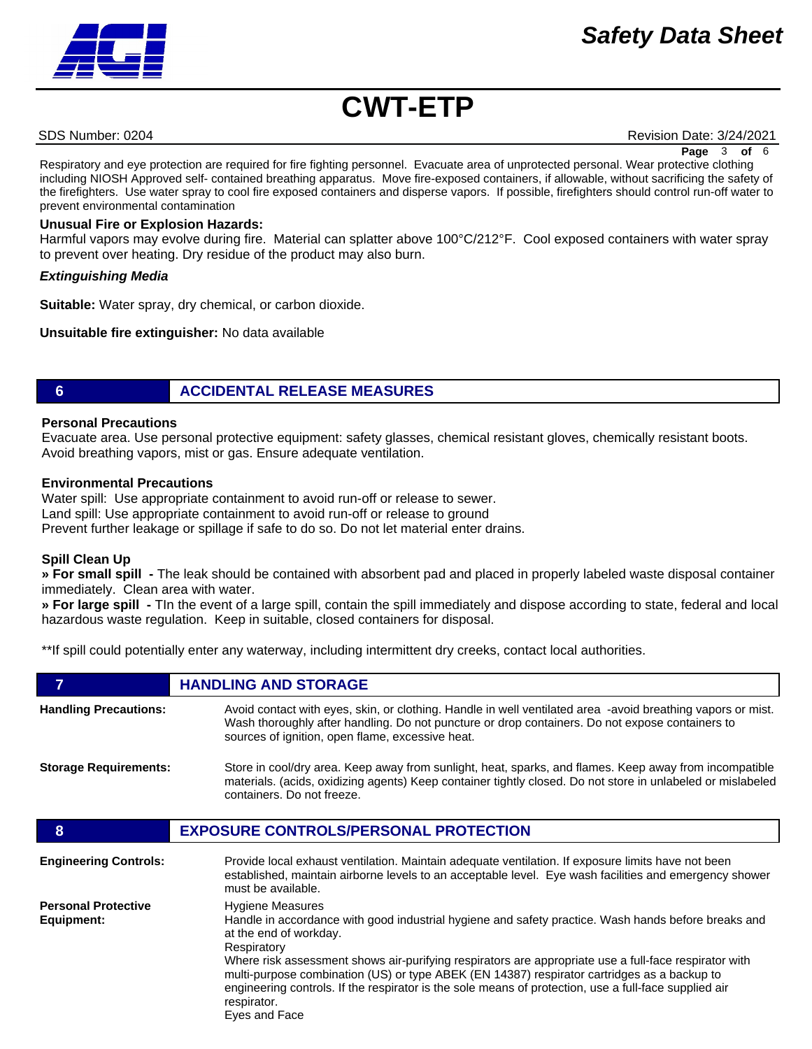Respiratory and eye protection are required for fire fighting personnel. Evacuate area of unprotected personal. Wear protective clothing including NIOSH Approved self- contained breathing apparatus. Move fire-exposed containers, if allowable, without sacrificing the safety of the firefighters. Use water spray to cool fire exposed containers and disperse vapors. If possible, firefighters should control run-off water to prevent environmental contamination

**Unusual Fire or Explosion Hazards:**
Harmful vapors may evolve during fire. Material can splatter above 100°C/212°F. Cool exposed containers with water spray to prevent over heating. Dry residue of the product may also burn.

***Extinguishing Media***

**Suitable:** Water spray, dry chemical, or carbon dioxide.

**Unsuitable fire extinguisher:** No data available

## 6 ACCIDENTAL RELEASE MEASURES

**Personal Precautions**
Evacuate area. Use personal protective equipment: safety glasses, chemical resistant gloves, chemically resistant boots. Avoid breathing vapors, mist or gas. Ensure adequate ventilation.

**Environmental Precautions**
Water spill: Use appropriate containment to avoid run-off or release to sewer.
Land spill: Use appropriate containment to avoid run-off or release to ground
Prevent further leakage or spillage if safe to do so. Do not let material enter drains.

**Spill Clean Up**
**» For small spill -** The leak should be contained with absorbent pad and placed in properly labeled waste disposal container immediately. Clean area with water.
**» For large spill -** TIn the event of a large spill, contain the spill immediately and dispose according to state, federal and local hazardous waste regulation. Keep in suitable, closed containers for disposal.

**If spill could potentially enter any waterway, including intermittent dry creeks, contact local authorities.

## 7 HANDLING AND STORAGE

**Handling Precautions:** Avoid contact with eyes, skin, or clothing. Handle in well ventilated area -avoid breathing vapors or mist. Wash thoroughly after handling. Do not puncture or drop containers. Do not expose containers to sources of ignition, open flame, excessive heat.

**Storage Requirements:** Store in cool/dry area. Keep away from sunlight, heat, sparks, and flames. Keep away from incompatible materials. (acids, oxidizing agents) Keep container tightly closed. Do not store in unlabeled or mislabeled containers. Do not freeze.

## 8 EXPOSURE CONTROLS/PERSONAL PROTECTION

**Engineering Controls:** Provide local exhaust ventilation. Maintain adequate ventilation. If exposure limits have not been established, maintain airborne levels to an acceptable level. Eye wash facilities and emergency shower must be available.

**Personal Protective Equipment:**

Hygiene Measures
Handle in accordance with good industrial hygiene and safety practice. Wash hands before breaks and at the end of workday.

Respiratory
Where risk assessment shows air-purifying respirators are appropriate use a full-face respirator with multi-purpose combination (US) or type ABEK (EN 14387) respirator cartridges as a backup to engineering controls. If the respirator is the sole means of protection, use a full-face supplied air respirator.

Eyes and Face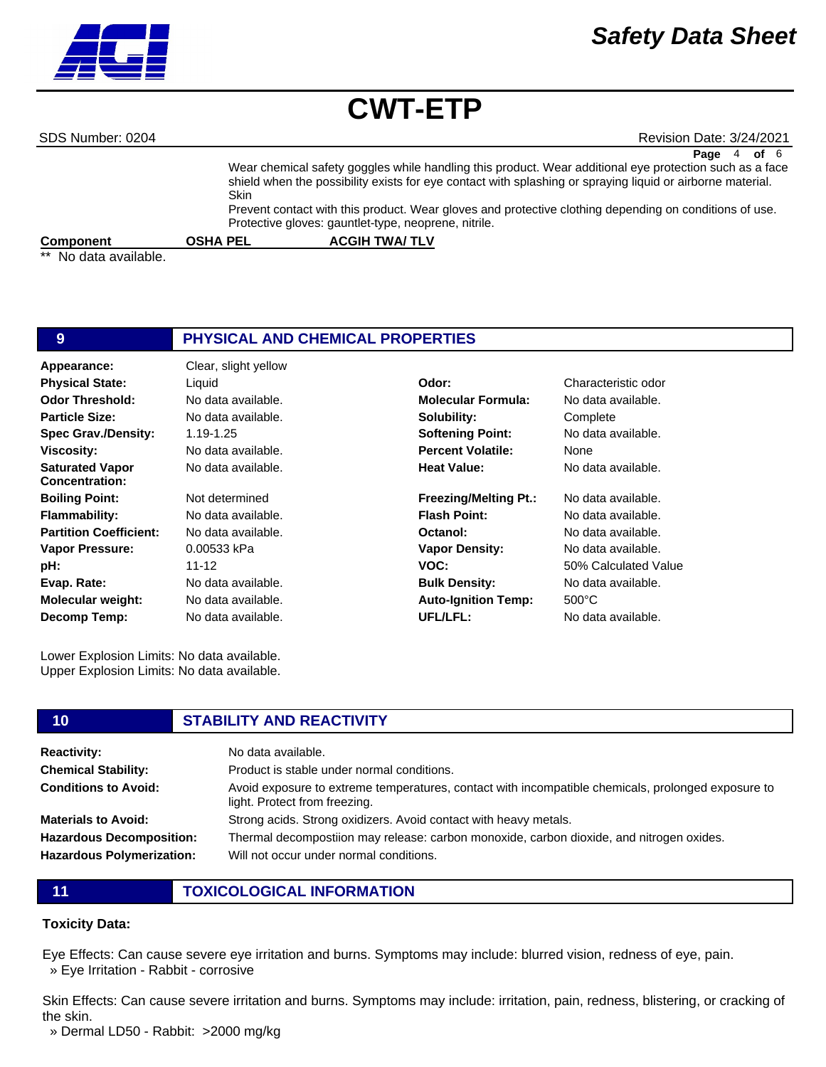Wear chemical safety goggles while handling this product. Wear additional eye protection such as a face shield when the possibility exists for eye contact with splashing or spraying liquid or airborne material.

Skin

Prevent contact with this product. Wear gloves and protective clothing depending on conditions of use. Protective gloves: gauntlet-type, neoprene, nitrile.

| Component | OSHA PEL | ACGIH TWA/ TLV |
|---|---|---|

** No data available.

## 9 PHYSICAL AND CHEMICAL PROPERTIES

| | | | |
|---|---|---|---|
| **Appearance:** | Clear, slight yellow | | |
| **Physical State:** | Liquid | **Odor:** | Characteristic odor |
| **Odor Threshold:** | No data available. | **Molecular Formula:** | No data available. |
| **Particle Size:** | No data available. | **Solubility:** | Complete |
| **Spec Grav./Density:** | 1.19-1.25 | **Softening Point:** | No data available. |
| **Viscosity:** | No data available. | **Percent Volatile:** | None |
| **Saturated Vapor Concentration:** | No data available. | **Heat Value:** | No data available. |
| **Boiling Point:** | Not determined | **Freezing/Melting Pt.:** | No data available. |
| **Flammability:** | No data available. | **Flash Point:** | No data available. |
| **Partition Coefficient:** | No data available. | **Octanol:** | No data available. |
| **Vapor Pressure:** | 0.00533 kPa | **Vapor Density:** | No data available. |
| **pH:** | 11-12 | **VOC:** | 50% Calculated Value |
| **Evap. Rate:** | No data available. | **Bulk Density:** | No data available. |
| **Molecular weight:** | No data available. | **Auto-Ignition Temp:** | 500°C |
| **Decomp Temp:** | No data available. | **UFL/LFL:** | No data available. |

Lower Explosion Limits: No data available.
Upper Explosion Limits: No data available.

## 10 STABILITY AND REACTIVITY

**Reactivity:** No data available.

**Chemical Stability:** Product is stable under normal conditions.

**Conditions to Avoid:** Avoid exposure to extreme temperatures, contact with incompatible chemicals, prolonged exposure to light. Protect from freezing.

**Materials to Avoid:** Strong acids. Strong oxidizers. Avoid contact with heavy metals.

**Hazardous Decomposition:** Thermal decompostiion may release: carbon monoxide, carbon dioxide, and nitrogen oxides.

**Hazardous Polymerization:** Will not occur under normal conditions.

## 11 TOXICOLOGICAL INFORMATION

**Toxicity Data:**

Eye Effects: Can cause severe eye irritation and burns. Symptoms may include: blurred vision, redness of eye, pain.
» Eye Irritation - Rabbit - corrosive

Skin Effects: Can cause severe irritation and burns. Symptoms may include: irritation, pain, redness, blistering, or cracking of the skin.
» Dermal LD50 - Rabbit: >2000 mg/kg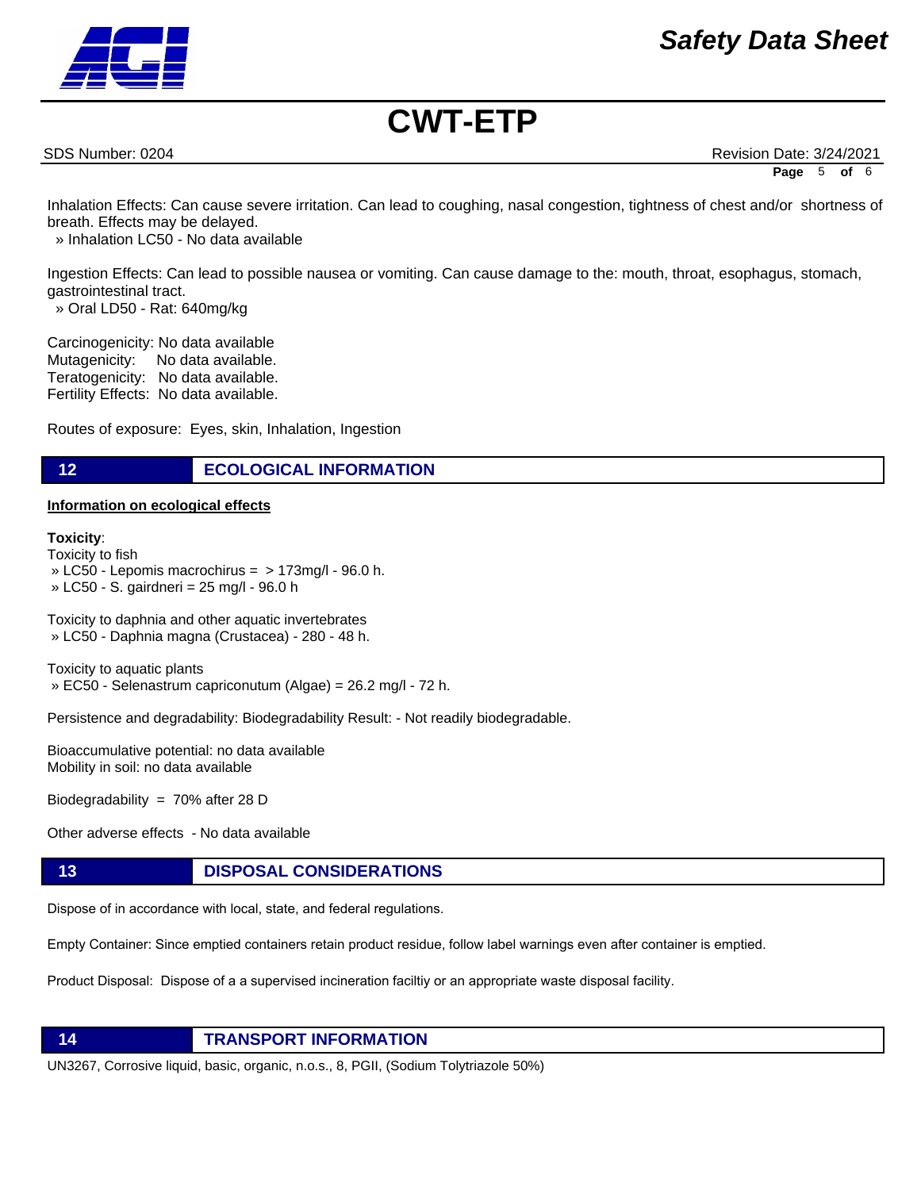Inhalation Effects: Can cause severe irritation. Can lead to coughing, nasal congestion, tightness of chest and/or shortness of breath. Effects may be delayed.
» Inhalation LC50 - No data available

Ingestion Effects: Can lead to possible nausea or vomiting. Can cause damage to the: mouth, throat, esophagus, stomach, gastrointestinal tract.
» Oral LD50 - Rat: 640mg/kg

Carcinogenicity: No data available
Mutagenicity: No data available.
Teratogenicity: No data available.
Fertility Effects: No data available.

Routes of exposure: Eyes, skin, Inhalation, Ingestion

## 12 ECOLOGICAL INFORMATION

**Information on ecological effects**

**Toxicity**:
Toxicity to fish
» LC50 - Lepomis macrochirus = > 173mg/l - 96.0 h.
» LC50 - S. gairdneri = 25 mg/l - 96.0 h

Toxicity to daphnia and other aquatic invertebrates
» LC50 - Daphnia magna (Crustacea) - 280 - 48 h.

Toxicity to aquatic plants
» EC50 - Selenastrum capriconutum (Algae) = 26.2 mg/l - 72 h.

Persistence and degradability: Biodegradability Result: - Not readily biodegradable.

Bioaccumulative potential: no data available
Mobility in soil: no data available

Biodegradability = 70% after 28 D

Other adverse effects - No data available

## 13 DISPOSAL CONSIDERATIONS

Dispose of in accordance with local, state, and federal regulations.

Empty Container: Since emptied containers retain product residue, follow label warnings even after container is emptied.

Product Disposal: Dispose of a a supervised incineration faciltiy or an appropriate waste disposal facility.

## 14 TRANSPORT INFORMATION

UN3267, Corrosive liquid, basic, organic, n.o.s., 8, PGII, (Sodium Tolytriazole 50%)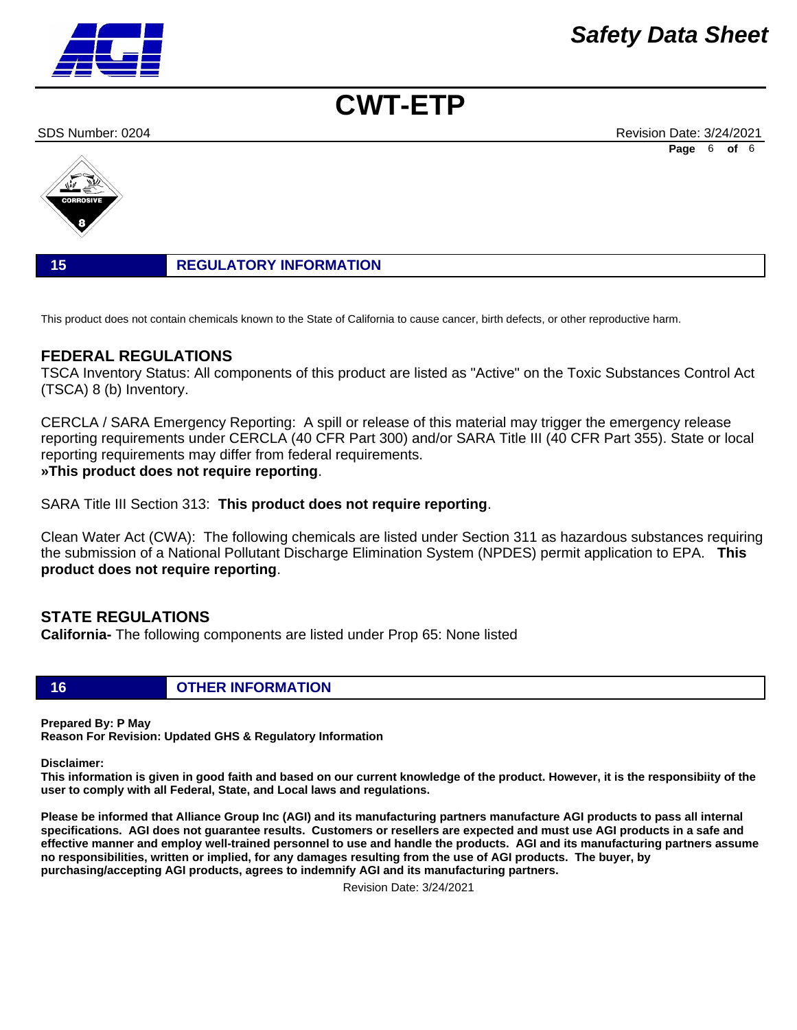# CWT-ETP

SDS Number: 0204 Revision Date: 3/24/2021

## 15 REGULATORY INFORMATION

This product does not contain chemicals known to the State of California to cause cancer, birth defects, or other reproductive harm.

### FEDERAL REGULATIONS

TSCA Inventory Status: All components of this product are listed as "Active" on the Toxic Substances Control Act (TSCA) 8 (b) Inventory.

CERCLA / SARA Emergency Reporting: A spill or release of this material may trigger the emergency release reporting requirements under CERCLA (40 CFR Part 300) and/or SARA Title III (40 CFR Part 355). State or local reporting requirements may differ from federal requirements.
**»This product does not require reporting**.

SARA Title III Section 313: **This product does not require reporting**.

Clean Water Act (CWA): The following chemicals are listed under Section 311 as hazardous substances requiring the submission of a National Pollutant Discharge Elimination System (NPDES) permit application to EPA. **This product does not require reporting**.

### STATE REGULATIONS

**California-** The following components are listed under Prop 65: None listed

## 16 OTHER INFORMATION

**Prepared By: P May**
**Reason For Revision: Updated GHS & Regulatory Information**

**Disclaimer:**
**This information is given in good faith and based on our current knowledge of the product. However, it is the responsibiity of the user to comply with all Federal, State, and Local laws and regulations.**

**Please be informed that Alliance Group Inc (AGI) and its manufacturing partners manufacture AGI products to pass all internal specifications. AGI does not guarantee results. Customers or resellers are expected and must use AGI products in a safe and effective manner and employ well-trained personnel to use and handle the products. AGI and its manufacturing partners assume no responsibilities, written or implied, for any damages resulting from the use of AGI products. The buyer, by purchasing/accepting AGI products, agrees to indemnify AGI and its manufacturing partners.**

Revision Date: 3/24/2021